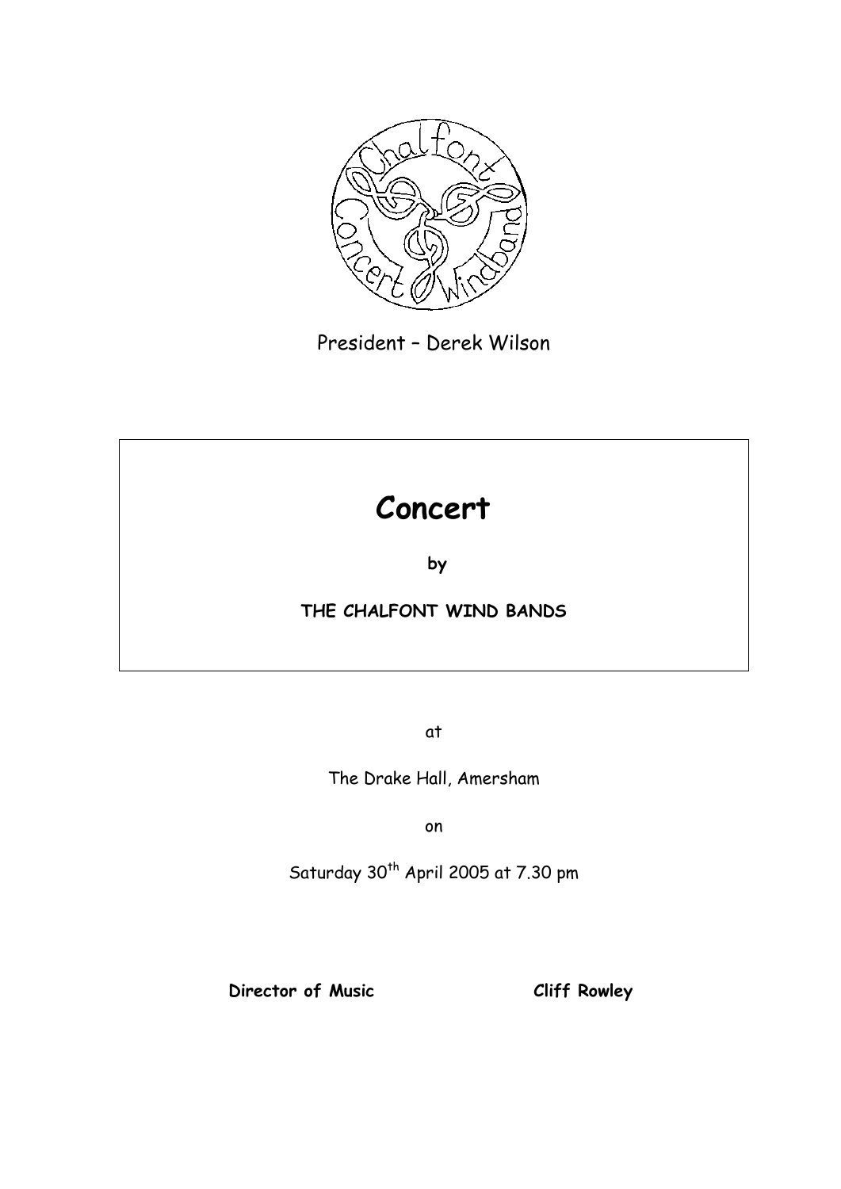President – Derek Wilson

# Concert

**by**

**THE CHALFONT WIND BANDS**

at

The Drake Hall, Amersham

on

Saturday 30th April 2005 at 7.30 pm

**Director of Music** **Cliff Rowley**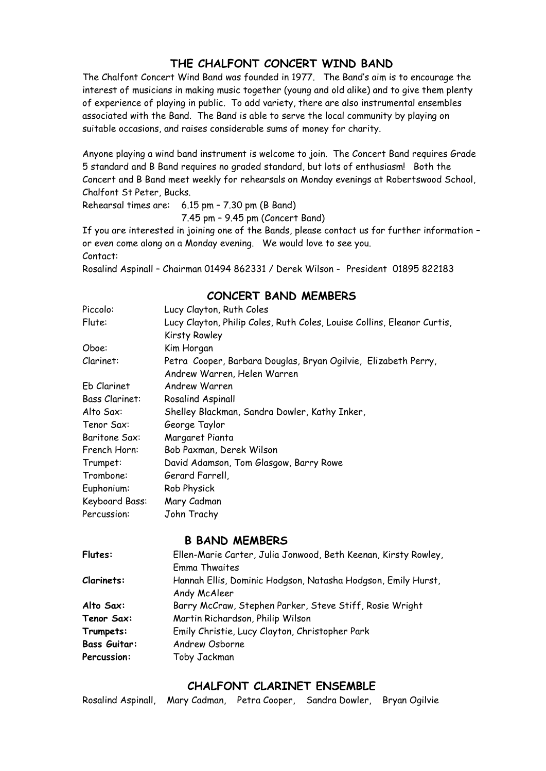## THE CHALFONT CONCERT WIND BAND

The Chalfont Concert Wind Band was founded in 1977. The Band's aim is to encourage the interest of musicians in making music together (young and old alike) and to give them plenty of experience of playing in public. To add variety, there are also instrumental ensembles associated with the Band. The Band is able to serve the local community by playing on suitable occasions, and raises considerable sums of money for charity.

Anyone playing a wind band instrument is welcome to join. The Concert Band requires Grade 5 standard and B Band requires no graded standard, but lots of enthusiasm! Both the Concert and B Band meet weekly for rehearsals on Monday evenings at Robertswood School, Chalfont St Peter, Bucks.

Rehearsal times are: 6.15 pm – 7.30 pm (B Band)
7.45 pm – 9.45 pm (Concert Band)

If you are interested in joining one of the Bands, please contact us for further information – or even come along on a Monday evening. We would love to see you.

Contact:
Rosalind Aspinall – Chairman 01494 862331 / Derek Wilson - President 01895 822183

## CONCERT BAND MEMBERS

| | |
|---|---|
| Piccolo: | Lucy Clayton, Ruth Coles |
| Flute: | Lucy Clayton, Philip Coles, Ruth Coles, Louise Collins, Eleanor Curtis, Kirsty Rowley |
| Oboe: | Kim Horgan |
| Clarinet: | Petra Cooper, Barbara Douglas, Bryan Ogilvie, Elizabeth Perry, Andrew Warren, Helen Warren |
| Eb Clarinet | Andrew Warren |
| Bass Clarinet: | Rosalind Aspinall |
| Alto Sax: | Shelley Blackman, Sandra Dowler, Kathy Inker, |
| Tenor Sax: | George Taylor |
| Baritone Sax: | Margaret Pianta |
| French Horn: | Bob Paxman, Derek Wilson |
| Trumpet: | David Adamson, Tom Glasgow, Barry Rowe |
| Trombone: | Gerard Farrell, |
| Euphonium: | Rob Physick |
| Keyboard Bass: | Mary Cadman |
| Percussion: | John Trachy |

## B BAND MEMBERS

| | |
|---|---|
| **Flutes:** | Ellen-Marie Carter, Julia Jonwood, Beth Keenan, Kirsty Rowley, Emma Thwaites |
| **Clarinets:** | Hannah Ellis, Dominic Hodgson, Natasha Hodgson, Emily Hurst, Andy McAleer |
| **Alto Sax:** | Barry McCraw, Stephen Parker, Steve Stiff, Rosie Wright |
| **Tenor Sax:** | Martin Richardson, Philip Wilson |
| **Trumpets:** | Emily Christie, Lucy Clayton, Christopher Park |
| **Bass Guitar:** | Andrew Osborne |
| **Percussion:** | Toby Jackman |

## CHALFONT CLARINET ENSEMBLE

Rosalind Aspinall, Mary Cadman, Petra Cooper, Sandra Dowler, Bryan Ogilvie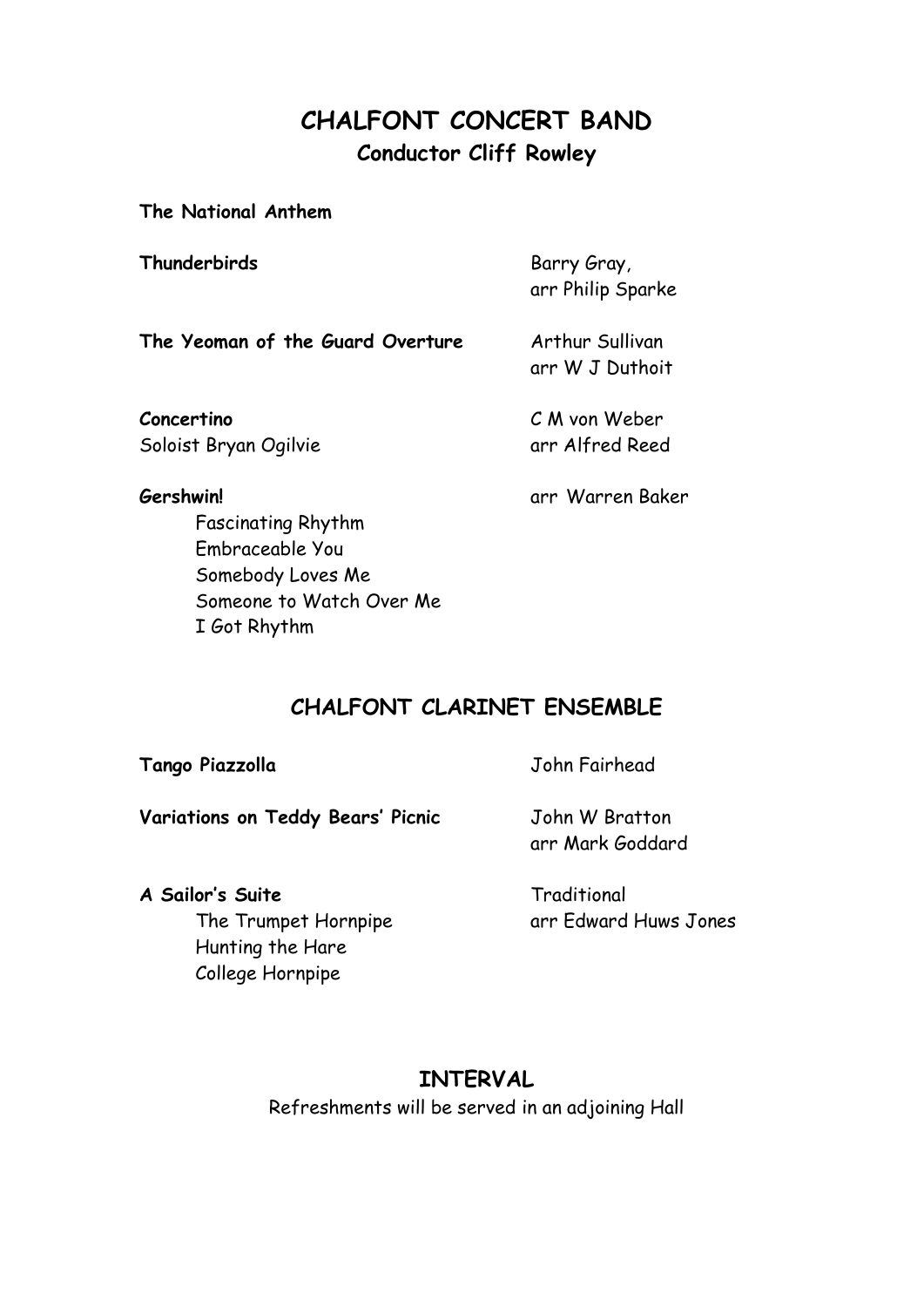# CHALFONT CONCERT BAND

## Conductor Cliff Rowley

**The National Anthem**

| | |
|---|---|
| **Thunderbirds** | Barry Gray, arr Philip Sparke |
| **The Yeoman of the Guard Overture** | Arthur Sullivan arr W J Duthoit |
| **Concertino** Soloist Bryan Ogilvie | C M von Weber arr Alfred Reed |
| **Gershwin!** | arr Warren Baker |

- Fascinating Rhythm
- Embraceable You
- Somebody Loves Me
- Someone to Watch Over Me
- I Got Rhythm

# CHALFONT CLARINET ENSEMBLE

| | |
|---|---|
| **Tango Piazzolla** | John Fairhead |
| **Variations on Teddy Bears' Picnic** | John W Bratton arr Mark Goddard |
| **A Sailor's Suite** | Traditional arr Edward Huws Jones |

- The Trumpet Hornpipe
- Hunting the Hare
- College Hornpipe

## INTERVAL

Refreshments will be served in an adjoining Hall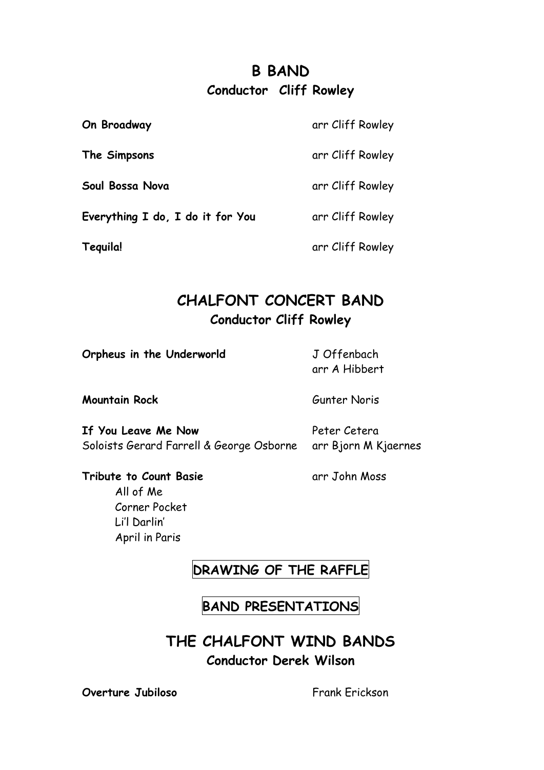## B BAND

### Conductor Cliff Rowley

| | |
|---|---|
| **On Broadway** | arr Cliff Rowley |
| **The Simpsons** | arr Cliff Rowley |
| **Soul Bossa Nova** | arr Cliff Rowley |
| **Everything I do, I do it for You** | arr Cliff Rowley |
| **Tequila!** | arr Cliff Rowley |

## CHALFONT CONCERT BAND

### Conductor Cliff Rowley

| | |
|---|---|
| **Orpheus in the Underworld** | J Offenbach<br>arr A Hibbert |
| **Mountain Rock** | Gunter Noris |
| **If You Leave Me Now**<br>Soloists Gerard Farrell & George Osborne | Peter Cetera<br>arr Bjorn M Kjaernes |
| **Tribute to Count Basie**<br>All of Me<br>Corner Pocket<br>Li'l Darlin'<br>April in Paris | arr John Moss |

**DRAWING OF THE RAFFLE**

**BAND PRESENTATIONS**

## THE CHALFONT WIND BANDS

### Conductor Derek Wilson

| | |
|---|---|
| **Overture Jubiloso** | Frank Erickson |